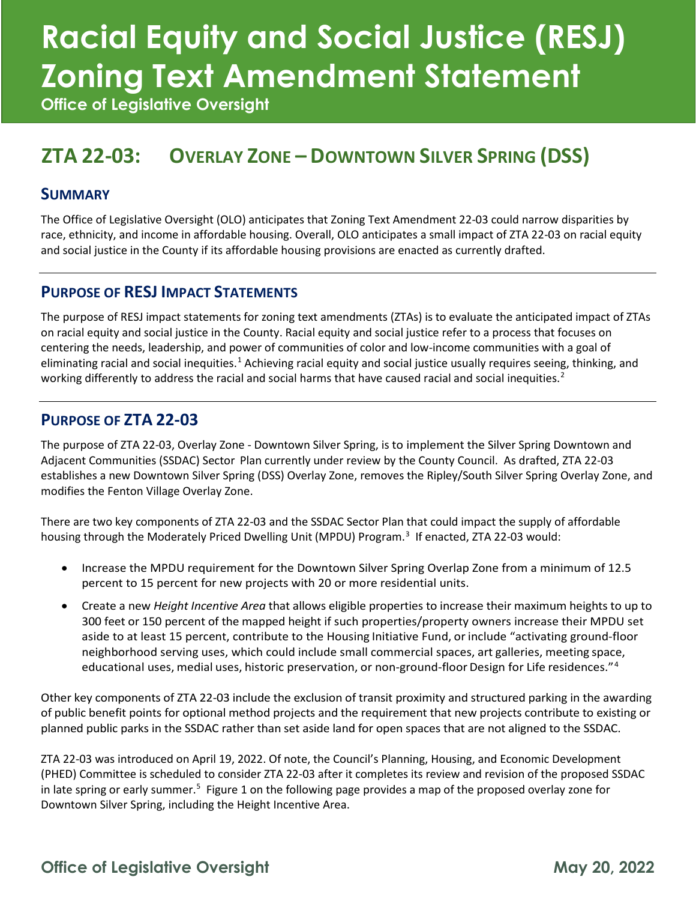# Racial Equity and Social Justice (RESJ) Zoning Text Amendment Statement

**Office of Legislative Oversight**

## ZTA 22-03: Overlay Zone – Downtown Silver Spring (DSS)

### Summary

The Office of Legislative Oversight (OLO) anticipates that Zoning Text Amendment 22-03 could narrow disparities by race, ethnicity, and income in affordable housing. Overall, OLO anticipates a small impact of ZTA 22-03 on racial equity and social justice in the County if its affordable housing provisions are enacted as currently drafted.

### Purpose of RESJ Impact Statements

The purpose of RESJ impact statements for zoning text amendments (ZTAs) is to evaluate the anticipated impact of ZTAs on racial equity and social justice in the County. Racial equity and social justice refer to a process that focuses on centering the needs, leadership, and power of communities of color and low-income communities with a goal of eliminating racial and social inequities.[1] Achieving racial equity and social justice usually requires seeing, thinking, and working differently to address the racial and social harms that have caused racial and social inequities.[2]

### Purpose of ZTA 22-03

The purpose of ZTA 22-03, Overlay Zone - Downtown Silver Spring, is to implement the Silver Spring Downtown and Adjacent Communities (SSDAC) Sector Plan currently under review by the County Council. As drafted, ZTA 22-03 establishes a new Downtown Silver Spring (DSS) Overlay Zone, removes the Ripley/South Silver Spring Overlay Zone, and modifies the Fenton Village Overlay Zone.

There are two key components of ZTA 22-03 and the SSDAC Sector Plan that could impact the supply of affordable housing through the Moderately Priced Dwelling Unit (MPDU) Program.[3] If enacted, ZTA 22-03 would:

- Increase the MPDU requirement for the Downtown Silver Spring Overlap Zone from a minimum of 12.5 percent to 15 percent for new projects with 20 or more residential units.
- Create a new *Height Incentive Area* that allows eligible properties to increase their maximum heights to up to 300 feet or 150 percent of the mapped height if such properties/property owners increase their MPDU set aside to at least 15 percent, contribute to the Housing Initiative Fund, or include "activating ground-floor neighborhood serving uses, which could include small commercial spaces, art galleries, meeting space, educational uses, medial uses, historic preservation, or non-ground-floor Design for Life residences."[4]

Other key components of ZTA 22-03 include the exclusion of transit proximity and structured parking in the awarding of public benefit points for optional method projects and the requirement that new projects contribute to existing or planned public parks in the SSDAC rather than set aside land for open spaces that are not aligned to the SSDAC.

ZTA 22-03 was introduced on April 19, 2022. Of note, the Council's Planning, Housing, and Economic Development (PHED) Committee is scheduled to consider ZTA 22-03 after it completes its review and revision of the proposed SSDAC in late spring or early summer.[5] Figure 1 on the following page provides a map of the proposed overlay zone for Downtown Silver Spring, including the Height Incentive Area.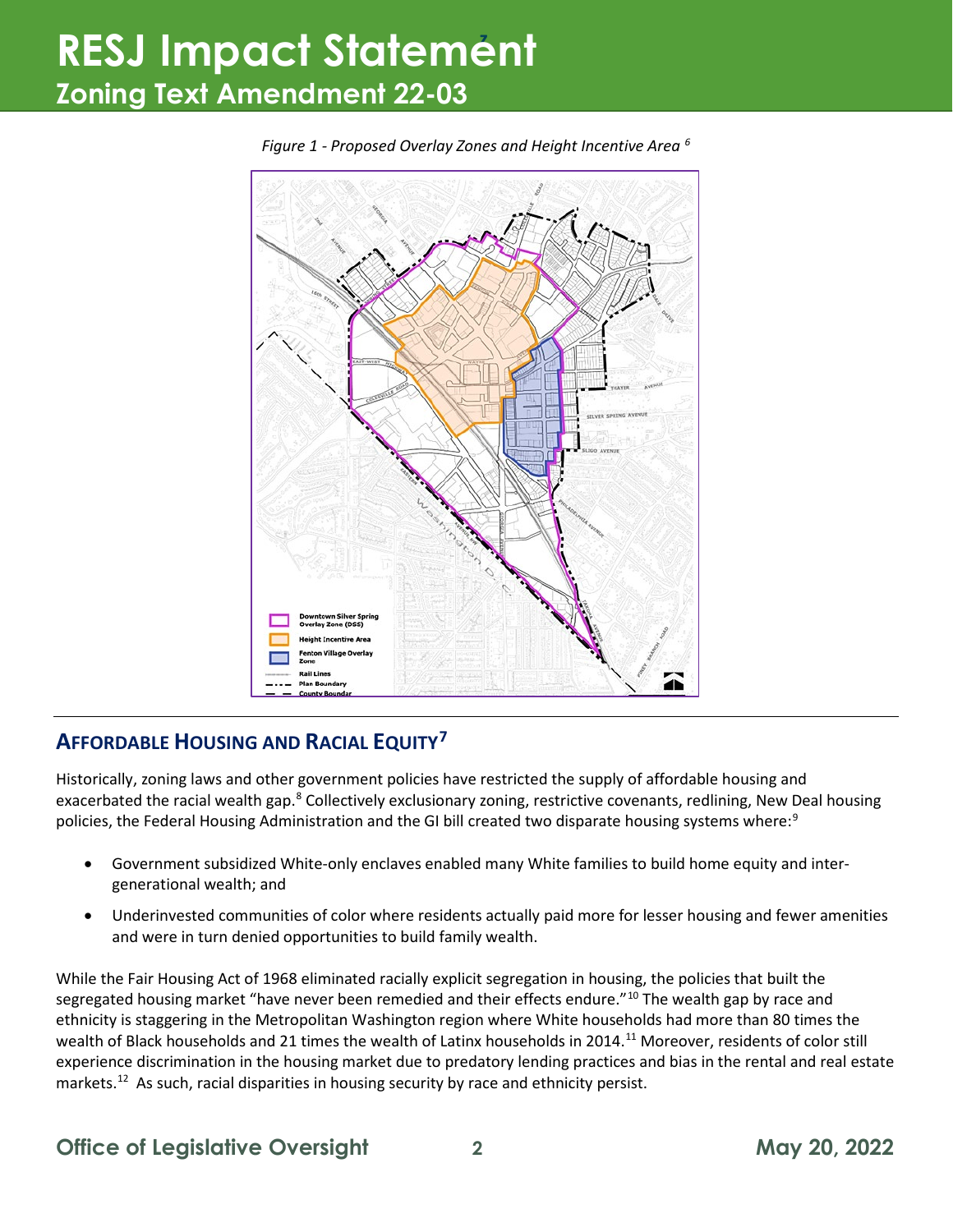*Figure 1 - Proposed Overlay Zones and Height Incentive Area [6]*

## AFFORDABLE HOUSING AND RACIAL EQUITY[7]

Historically, zoning laws and other government policies have restricted the supply of affordable housing and exacerbated the racial wealth gap.[8] Collectively exclusionary zoning, restrictive covenants, redlining, New Deal housing policies, the Federal Housing Administration and the GI bill created two disparate housing systems where:[9]

- Government subsidized White-only enclaves enabled many White families to build home equity and inter-generational wealth; and
- Underinvested communities of color where residents actually paid more for lesser housing and fewer amenities and were in turn denied opportunities to build family wealth.

While the Fair Housing Act of 1968 eliminated racially explicit segregation in housing, the policies that built the segregated housing market "have never been remedied and their effects endure."[10] The wealth gap by race and ethnicity is staggering in the Metropolitan Washington region where White households had more than 80 times the wealth of Black households and 21 times the wealth of Latinx households in 2014.[11] Moreover, residents of color still experience discrimination in the housing market due to predatory lending practices and bias in the rental and real estate markets.[12] As such, racial disparities in housing security by race and ethnicity persist.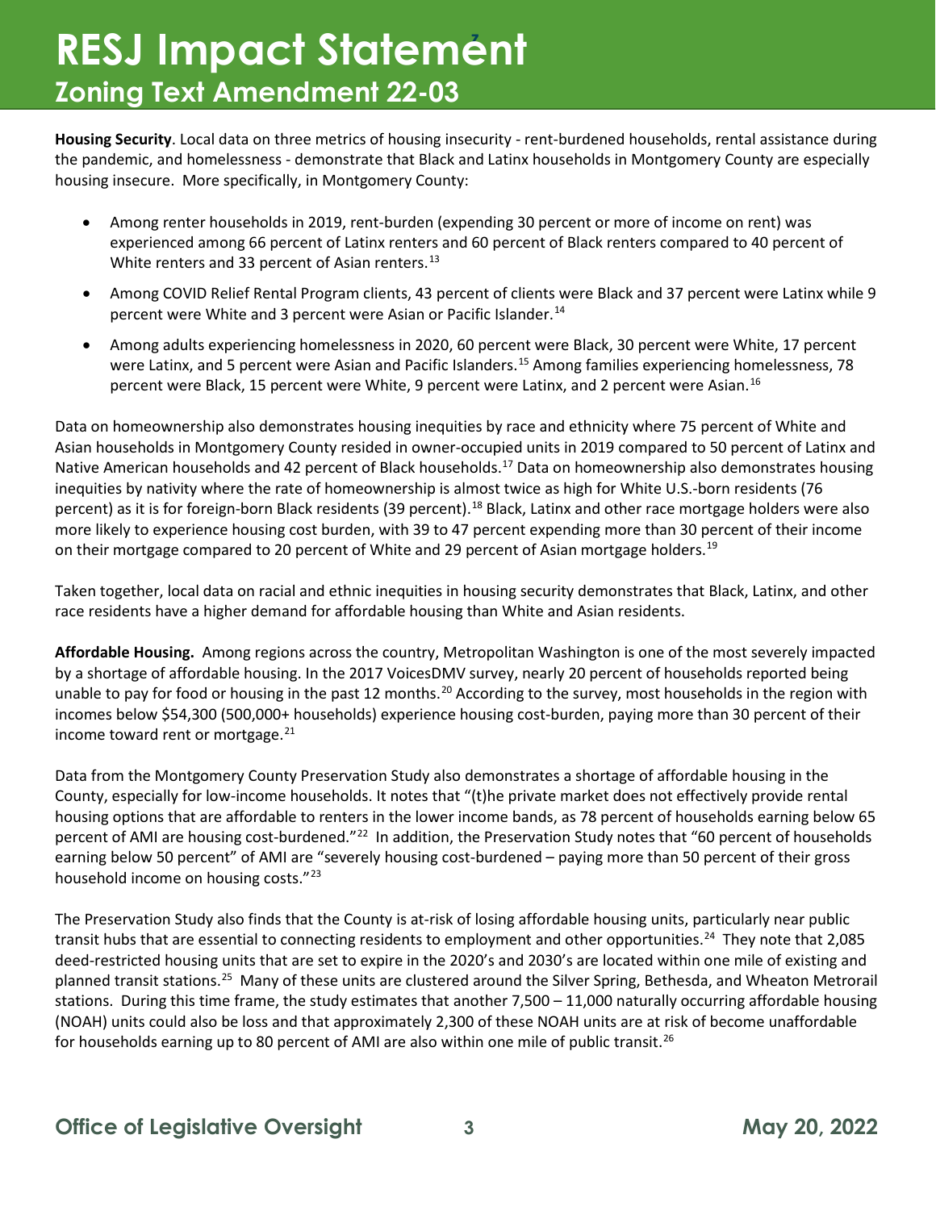**Housing Security**. Local data on three metrics of housing insecurity - rent-burdened households, rental assistance during the pandemic, and homelessness - demonstrate that Black and Latinx households in Montgomery County are especially housing insecure. More specifically, in Montgomery County:

- Among renter households in 2019, rent-burden (expending 30 percent or more of income on rent) was experienced among 66 percent of Latinx renters and 60 percent of Black renters compared to 40 percent of White renters and 33 percent of Asian renters.[13]
- Among COVID Relief Rental Program clients, 43 percent of clients were Black and 37 percent were Latinx while 9 percent were White and 3 percent were Asian or Pacific Islander.[14]
- Among adults experiencing homelessness in 2020, 60 percent were Black, 30 percent were White, 17 percent were Latinx, and 5 percent were Asian and Pacific Islanders.[15] Among families experiencing homelessness, 78 percent were Black, 15 percent were White, 9 percent were Latinx, and 2 percent were Asian.[16]

Data on homeownership also demonstrates housing inequities by race and ethnicity where 75 percent of White and Asian households in Montgomery County resided in owner-occupied units in 2019 compared to 50 percent of Latinx and Native American households and 42 percent of Black households.[17] Data on homeownership also demonstrates housing inequities by nativity where the rate of homeownership is almost twice as high for White U.S.-born residents (76 percent) as it is for foreign-born Black residents (39 percent).[18] Black, Latinx and other race mortgage holders were also more likely to experience housing cost burden, with 39 to 47 percent expending more than 30 percent of their income on their mortgage compared to 20 percent of White and 29 percent of Asian mortgage holders.[19]

Taken together, local data on racial and ethnic inequities in housing security demonstrates that Black, Latinx, and other race residents have a higher demand for affordable housing than White and Asian residents.

**Affordable Housing.** Among regions across the country, Metropolitan Washington is one of the most severely impacted by a shortage of affordable housing. In the 2017 VoicesDMV survey, nearly 20 percent of households reported being unable to pay for food or housing in the past 12 months.[20] According to the survey, most households in the region with incomes below $54,300 (500,000+ households) experience housing cost-burden, paying more than 30 percent of their income toward rent or mortgage.[21]

Data from the Montgomery County Preservation Study also demonstrates a shortage of affordable housing in the County, especially for low-income households. It notes that "(t)he private market does not effectively provide rental housing options that are affordable to renters in the lower income bands, as 78 percent of households earning below 65 percent of AMI are housing cost-burdened."[22] In addition, the Preservation Study notes that "60 percent of households earning below 50 percent" of AMI are "severely housing cost-burdened – paying more than 50 percent of their gross household income on housing costs."[23]

The Preservation Study also finds that the County is at-risk of losing affordable housing units, particularly near public transit hubs that are essential to connecting residents to employment and other opportunities.[24] They note that 2,085 deed-restricted housing units that are set to expire in the 2020's and 2030's are located within one mile of existing and planned transit stations.[25] Many of these units are clustered around the Silver Spring, Bethesda, and Wheaton Metrorail stations. During this time frame, the study estimates that another 7,500 – 11,000 naturally occurring affordable housing (NOAH) units could also be loss and that approximately 2,300 of these NOAH units are at risk of become unaffordable for households earning up to 80 percent of AMI are also within one mile of public transit.[26]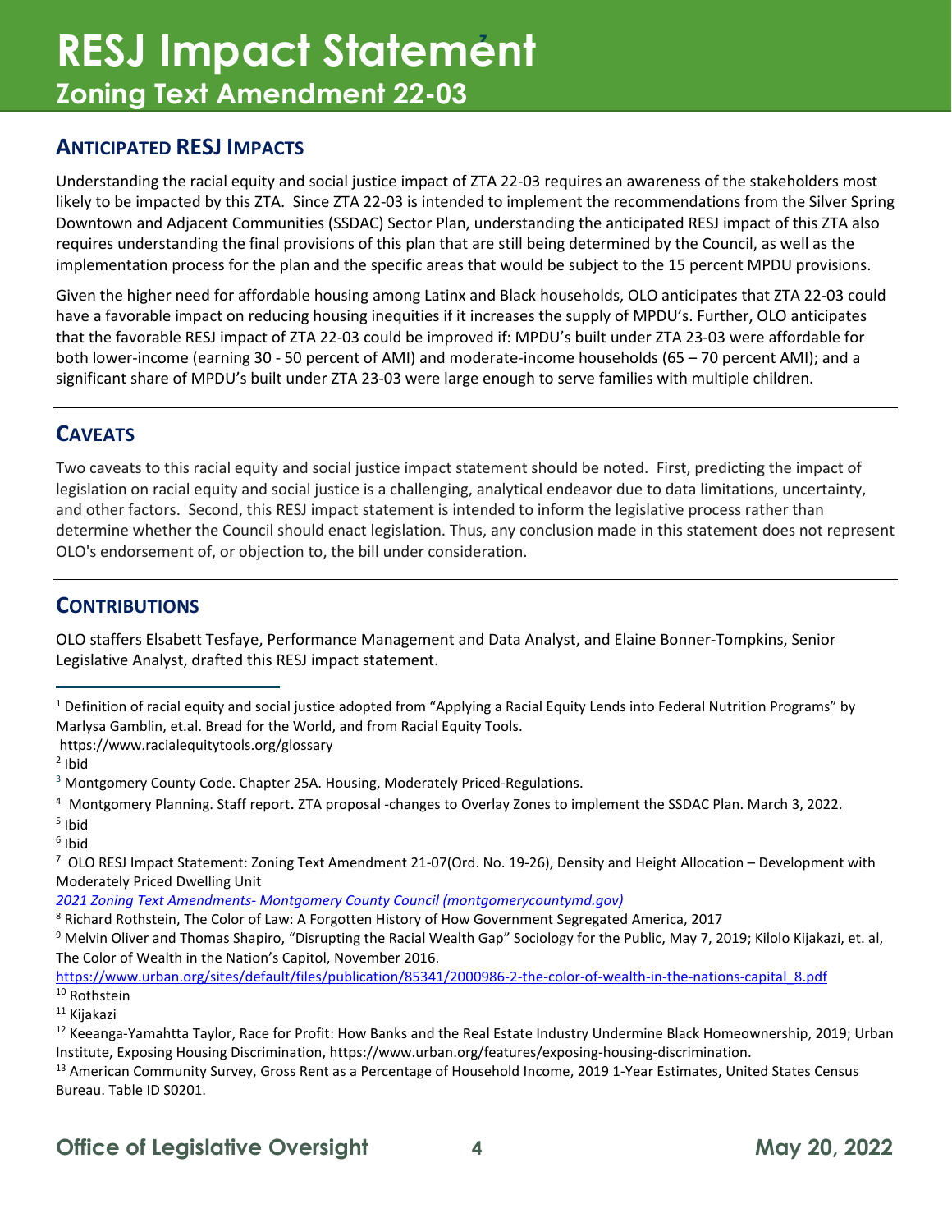# RESJ Impact Statement
## Zoning Text Amendment 22-03

### ANTICIPATED RESJ IMPACTS

Understanding the racial equity and social justice impact of ZTA 22-03 requires an awareness of the stakeholders most likely to be impacted by this ZTA. Since ZTA 22-03 is intended to implement the recommendations from the Silver Spring Downtown and Adjacent Communities (SSDAC) Sector Plan, understanding the anticipated RESJ impact of this ZTA also requires understanding the final provisions of this plan that are still being determined by the Council, as well as the implementation process for the plan and the specific areas that would be subject to the 15 percent MPDU provisions.

Given the higher need for affordable housing among Latinx and Black households, OLO anticipates that ZTA 22-03 could have a favorable impact on reducing housing inequities if it increases the supply of MPDU's. Further, OLO anticipates that the favorable RESJ impact of ZTA 22-03 could be improved if: MPDU's built under ZTA 23-03 were affordable for both lower-income (earning 30 - 50 percent of AMI) and moderate-income households (65 – 70 percent AMI); and a significant share of MPDU's built under ZTA 23-03 were large enough to serve families with multiple children.

### CAVEATS

Two caveats to this racial equity and social justice impact statement should be noted. First, predicting the impact of legislation on racial equity and social justice is a challenging, analytical endeavor due to data limitations, uncertainty, and other factors. Second, this RESJ impact statement is intended to inform the legislative process rather than determine whether the Council should enact legislation. Thus, any conclusion made in this statement does not represent OLO's endorsement of, or objection to, the bill under consideration.

### CONTRIBUTIONS

OLO staffers Elsabett Tesfaye, Performance Management and Data Analyst, and Elaine Bonner-Tompkins, Senior Legislative Analyst, drafted this RESJ impact statement.

---

[1] Definition of racial equity and social justice adopted from "Applying a Racial Equity Lends into Federal Nutrition Programs" by Marlysa Gamblin, et.al. Bread for the World, and from Racial Equity Tools. https://www.racialequitytools.org/glossary

[2] Ibid

[3] Montgomery County Code. Chapter 25A. Housing, Moderately Priced-Regulations.

[4] Montgomery Planning. Staff report. ZTA proposal -changes to Overlay Zones to implement the SSDAC Plan. March 3, 2022.

[5] Ibid

[6] Ibid

[7] OLO RESJ Impact Statement: Zoning Text Amendment 21-07(Ord. No. 19-26), Density and Height Allocation – Development with Moderately Priced Dwelling Unit
*2021 Zoning Text Amendments- Montgomery County Council (montgomerycountymd.gov)*

[8] Richard Rothstein, The Color of Law: A Forgotten History of How Government Segregated America, 2017

[9] Melvin Oliver and Thomas Shapiro, "Disrupting the Racial Wealth Gap" Sociology for the Public, May 7, 2019; Kilolo Kijakazi, et. al, The Color of Wealth in the Nation's Capitol, November 2016.
https://www.urban.org/sites/default/files/publication/85341/2000986-2-the-color-of-wealth-in-the-nations-capital_8.pdf

[10] Rothstein

[11] Kijakazi

[12] Keeanga-Yamahtta Taylor, Race for Profit: How Banks and the Real Estate Industry Undermine Black Homeownership, 2019; Urban Institute, Exposing Housing Discrimination, https://www.urban.org/features/exposing-housing-discrimination.

[13] American Community Survey, Gross Rent as a Percentage of Household Income, 2019 1-Year Estimates, United States Census Bureau. Table ID S0201.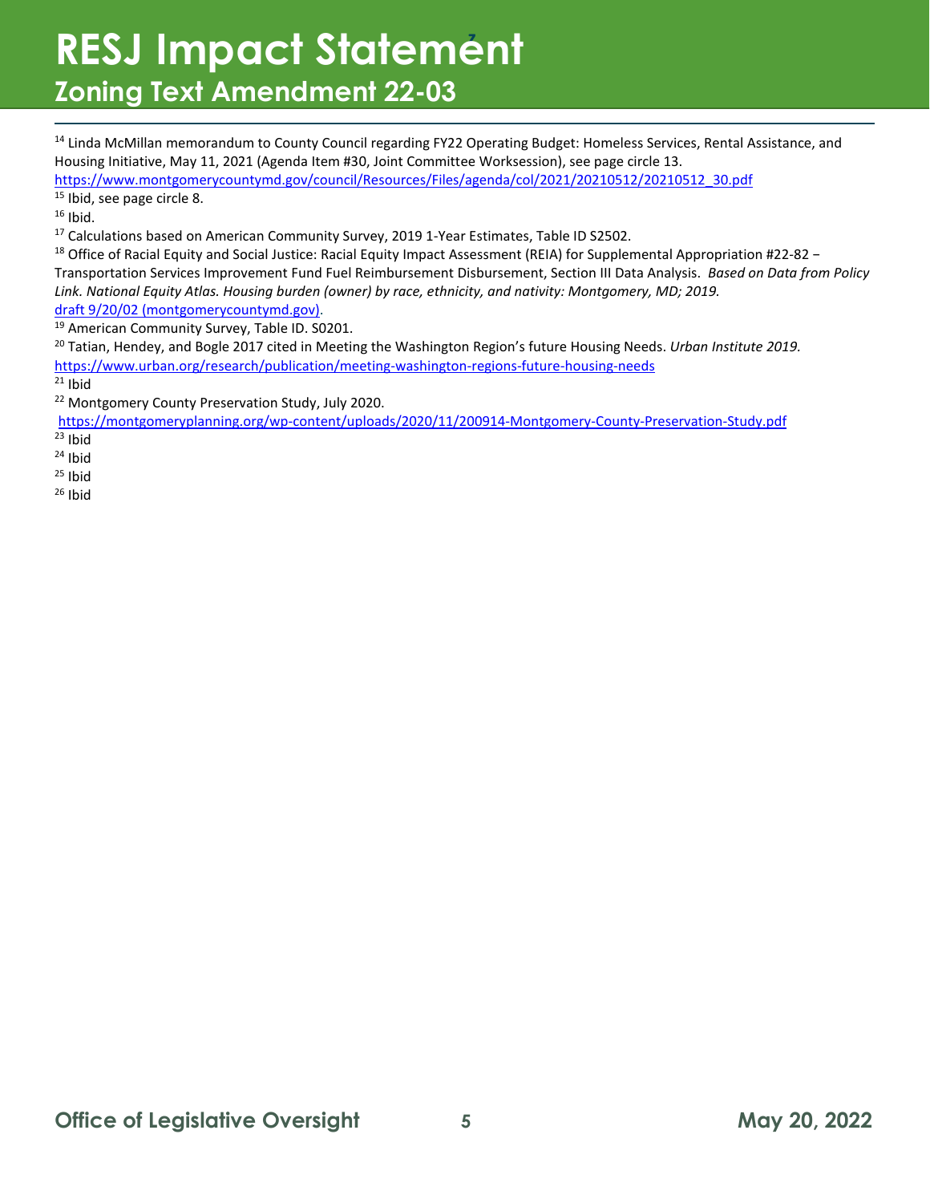[14] Linda McMillan memorandum to County Council regarding FY22 Operating Budget: Homeless Services, Rental Assistance, and Housing Initiative, May 11, 2021 (Agenda Item #30, Joint Committee Worksession), see page circle 13. https://www.montgomerycountymd.gov/council/Resources/Files/agenda/col/2021/20210512/20210512_30.pdf

[15] Ibid, see page circle 8.

[16] Ibid.

[17] Calculations based on American Community Survey, 2019 1-Year Estimates, Table ID S2502.

[18] Office of Racial Equity and Social Justice: Racial Equity Impact Assessment (REIA) for Supplemental Appropriation #22-82 – Transportation Services Improvement Fund Fuel Reimbursement Disbursement, Section III Data Analysis. *Based on Data from Policy Link. National Equity Atlas. Housing burden (owner) by race, ethnicity, and nativity: Montgomery, MD; 2019.* draft 9/20/02 (montgomerycountymd.gov).

[19] American Community Survey, Table ID. S0201.

[20] Tatian, Hendey, and Bogle 2017 cited in Meeting the Washington Region's future Housing Needs. *Urban Institute 2019.* https://www.urban.org/research/publication/meeting-washington-regions-future-housing-needs

[21] Ibid

[22] Montgomery County Preservation Study, July 2020. https://montgomeryplanning.org/wp-content/uploads/2020/11/200914-Montgomery-County-Preservation-Study.pdf

[23] Ibid

[24] Ibid

[25] Ibid

[26] Ibid